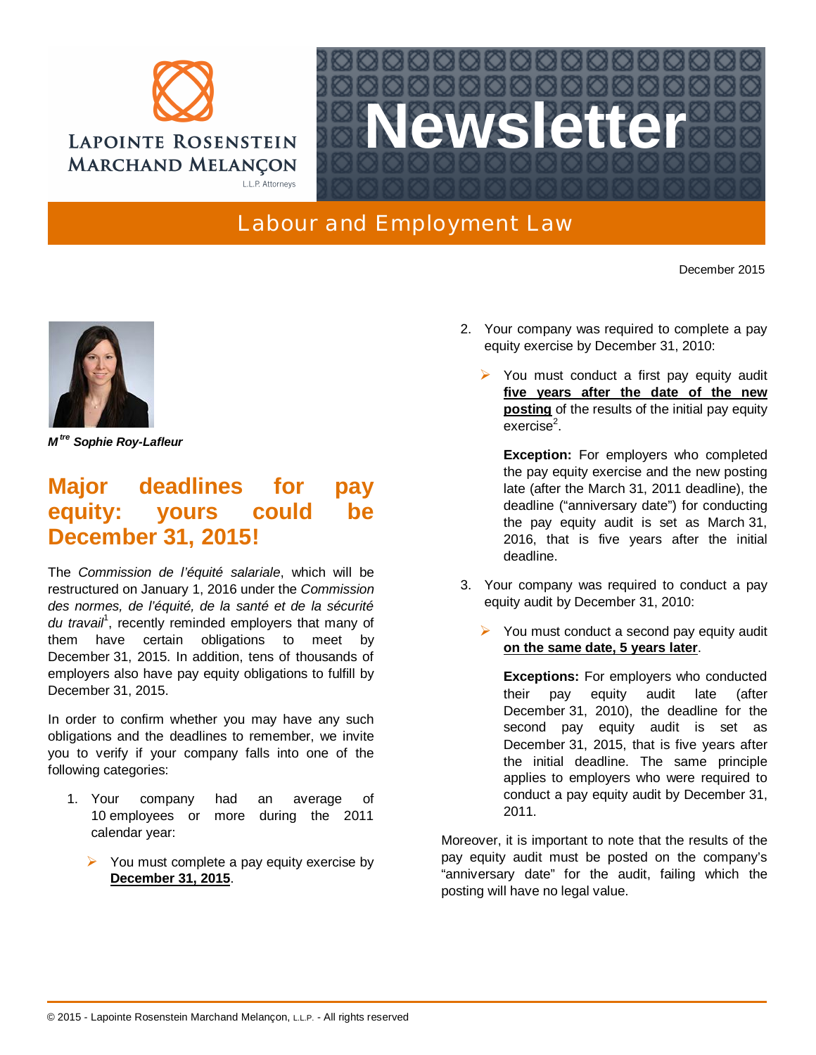Lapointe Rosenstein Marchand Melançon L.L.P. Attorneys

# Newsletter

## Labour and Employment Law

December 2015

***M[tre] Sophie Roy-Lafleur***

# Major deadlines for pay equity: yours could be December 31, 2015!

The *Commission de l'équité salariale*, which will be restructured on January 1, 2016 under the *Commission des normes, de l'équité, de la santé et de la sécurité du travail*[1], recently reminded employers that many of them have certain obligations to meet by December 31, 2015. In addition, tens of thousands of employers also have pay equity obligations to fulfill by December 31, 2015.

In order to confirm whether you may have any such obligations and the deadlines to remember, we invite you to verify if your company falls into one of the following categories:

1. Your company had an average of 10 employees or more during the 2011 calendar year:
   - You must complete a pay equity exercise by **December 31, 2015**.

2. Your company was required to complete a pay equity exercise by December 31, 2010:
   - You must conduct a first pay equity audit **five years after the date of the new posting** of the results of the initial pay equity exercise[2].

     **Exception:** For employers who completed the pay equity exercise and the new posting late (after the March 31, 2011 deadline), the deadline ("anniversary date") for conducting the pay equity audit is set as March 31, 2016, that is five years after the initial deadline.

3. Your company was required to conduct a pay equity audit by December 31, 2010:
   - You must conduct a second pay equity audit **on the same date, 5 years later**.

     **Exceptions:** For employers who conducted their pay equity audit late (after December 31, 2010), the deadline for the second pay equity audit is set as December 31, 2015, that is five years after the initial deadline. The same principle applies to employers who were required to conduct a pay equity audit by December 31, 2011.

Moreover, it is important to note that the results of the pay equity audit must be posted on the company's "anniversary date" for the audit, failing which the posting will have no legal value.

© 2015 - Lapointe Rosenstein Marchand Melançon, L.L.P. - All rights reserved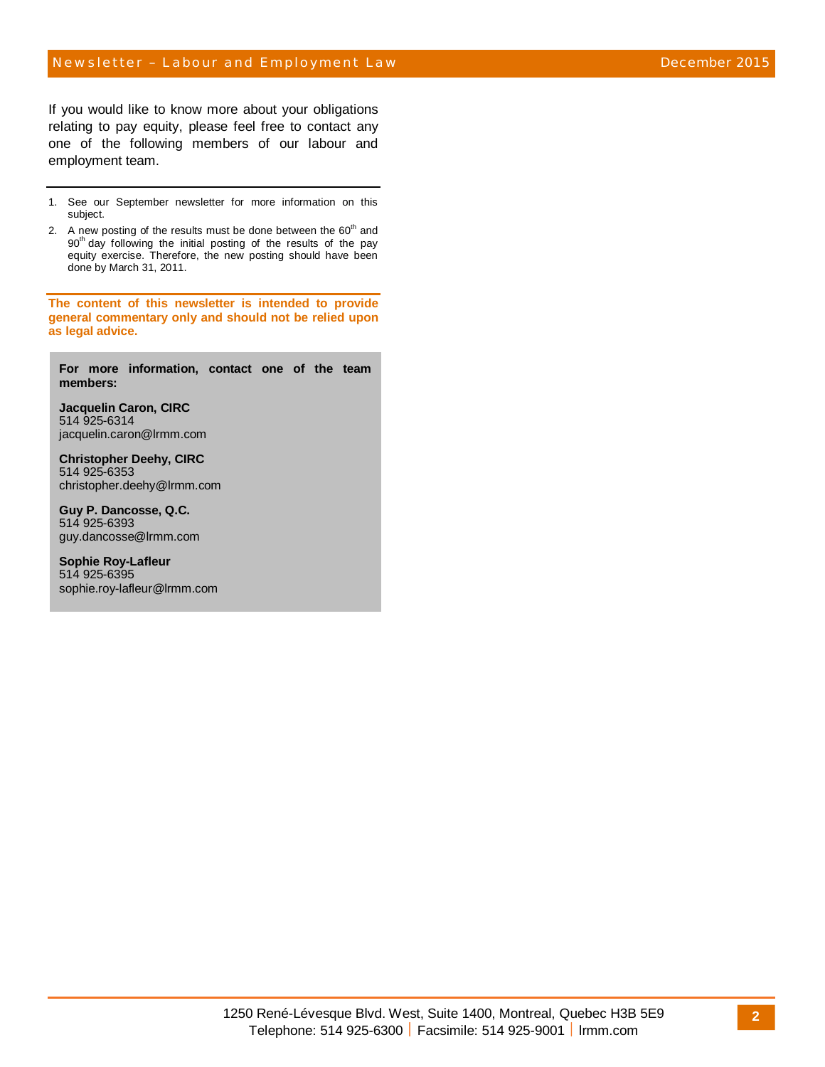If you would like to know more about your obligations relating to pay equity, please feel free to contact any one of the following members of our labour and employment team.

---

1. See our September newsletter for more information on this subject.
2. A new posting of the results must be done between the 60th and 90th day following the initial posting of the results of the pay equity exercise. Therefore, the new posting should have been done by March 31, 2011.

**The content of this newsletter is intended to provide general commentary only and should not be relied upon as legal advice.**

**For more information, contact one of the team members:**

**Jacquelin Caron, CIRC**
514 925-6314
jacquelin.caron@lrmm.com

**Christopher Deehy, CIRC**
514 925-6353
christopher.deehy@lrmm.com

**Guy P. Dancosse, Q.C.**
514 925-6393
guy.dancosse@lrmm.com

**Sophie Roy-Lafleur**
514 925-6395
sophie.roy-lafleur@lrmm.com

1250 René-Lévesque Blvd. West, Suite 1400, Montreal, Quebec H3B 5E9
Telephone: 514 925-6300 | Facsimile: 514 925-9001 | lrmm.com